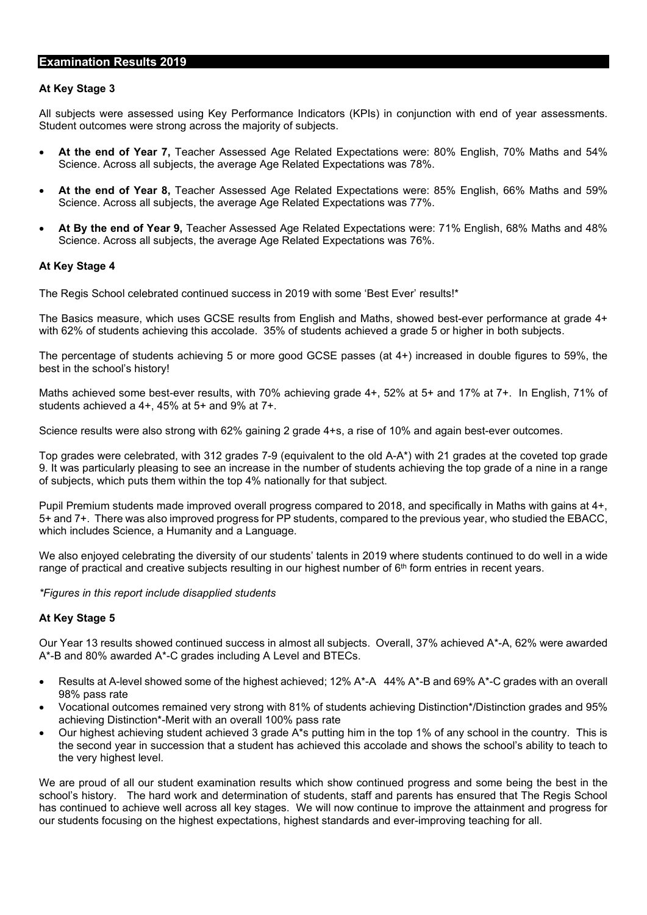## Examination Results 2019

### At Key Stage 3

All subjects were assessed using Key Performance Indicators (KPIs) in conjunction with end of year assessments. Student outcomes were strong across the majority of subjects.

- **At the end of Year 7,** Teacher Assessed Age Related Expectations were: 80% English, 70% Maths and 54% Science. Across all subjects, the average Age Related Expectations was 78%.
- **At the end of Year 8,** Teacher Assessed Age Related Expectations were: 85% English, 66% Maths and 59% Science. Across all subjects, the average Age Related Expectations was 77%.
- **At By the end of Year 9,** Teacher Assessed Age Related Expectations were: 71% English, 68% Maths and 48% Science. Across all subjects, the average Age Related Expectations was 76%.

### At Key Stage 4

The Regis School celebrated continued success in 2019 with some 'Best Ever' results!*

The Basics measure, which uses GCSE results from English and Maths, showed best-ever performance at grade 4+ with 62% of students achieving this accolade. 35% of students achieved a grade 5 or higher in both subjects.

The percentage of students achieving 5 or more good GCSE passes (at 4+) increased in double figures to 59%, the best in the school's history!

Maths achieved some best-ever results, with 70% achieving grade 4+, 52% at 5+ and 17% at 7+. In English, 71% of students achieved a 4+, 45% at 5+ and 9% at 7+.

Science results were also strong with 62% gaining 2 grade 4+s, a rise of 10% and again best-ever outcomes.

Top grades were celebrated, with 312 grades 7-9 (equivalent to the old A-A*) with 21 grades at the coveted top grade 9. It was particularly pleasing to see an increase in the number of students achieving the top grade of a nine in a range of subjects, which puts them within the top 4% nationally for that subject.

Pupil Premium students made improved overall progress compared to 2018, and specifically in Maths with gains at 4+, 5+ and 7+. There was also improved progress for PP students, compared to the previous year, who studied the EBACC, which includes Science, a Humanity and a Language.

We also enjoyed celebrating the diversity of our students' talents in 2019 where students continued to do well in a wide range of practical and creative subjects resulting in our highest number of 6th form entries in recent years.

*\*Figures in this report include disapplied students*

### At Key Stage 5

Our Year 13 results showed continued success in almost all subjects. Overall, 37% achieved A*-A, 62% were awarded A*-B and 80% awarded A*-C grades including A Level and BTECs.

- Results at A-level showed some of the highest achieved; 12% A*-A 44% A*-B and 69% A*-C grades with an overall 98% pass rate
- Vocational outcomes remained very strong with 81% of students achieving Distinction*/Distinction grades and 95% achieving Distinction*-Merit with an overall 100% pass rate
- Our highest achieving student achieved 3 grade A*s putting him in the top 1% of any school in the country. This is the second year in succession that a student has achieved this accolade and shows the school's ability to teach to the very highest level.

We are proud of all our student examination results which show continued progress and some being the best in the school's history. The hard work and determination of students, staff and parents has ensured that The Regis School has continued to achieve well across all key stages. We will now continue to improve the attainment and progress for our students focusing on the highest expectations, highest standards and ever-improving teaching for all.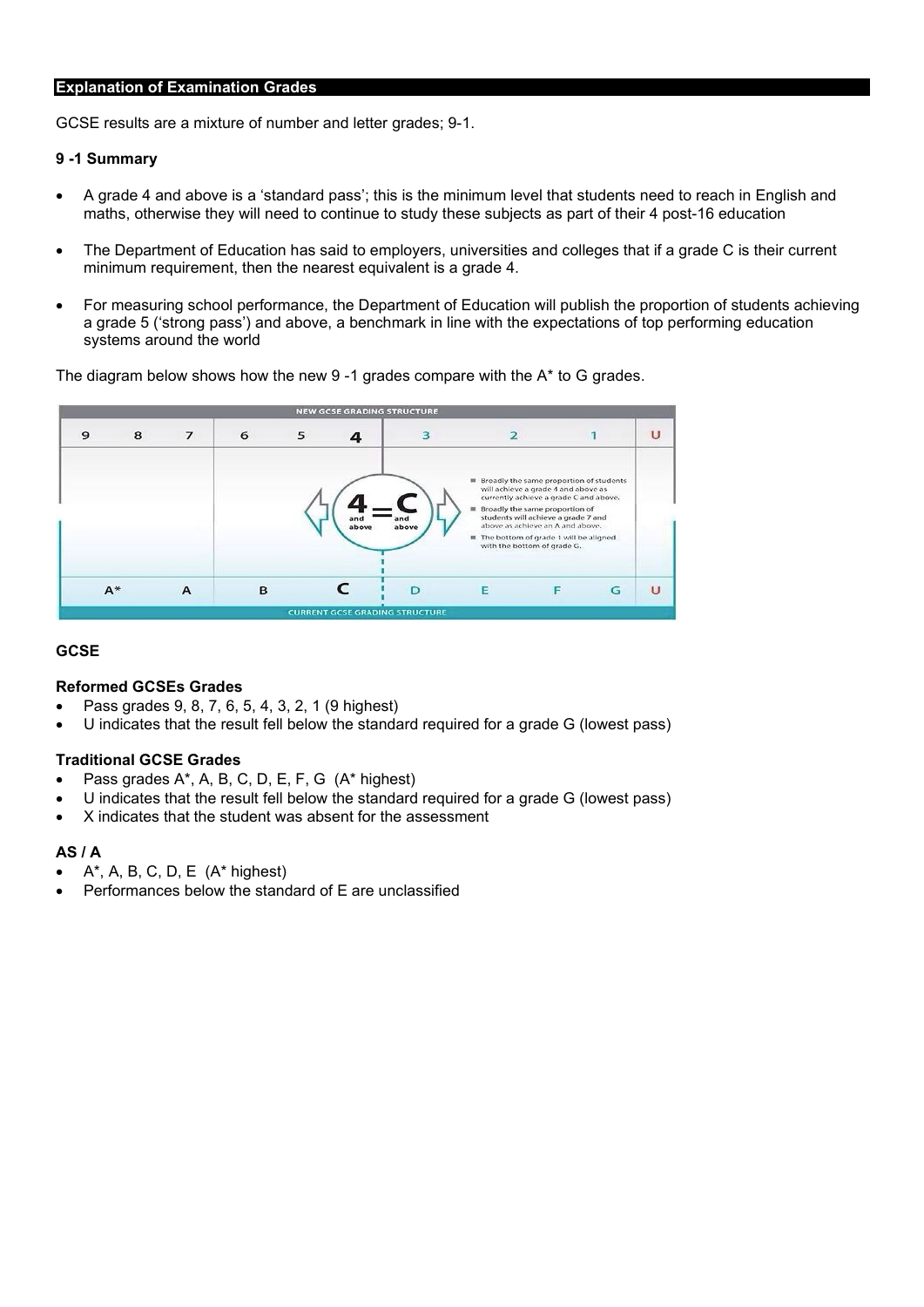## Explanation of Examination Grades

GCSE results are a mixture of number and letter grades; 9-1.

**9 -1 Summary**

- A grade 4 and above is a 'standard pass'; this is the minimum level that students need to reach in English and maths, otherwise they will need to continue to study these subjects as part of their 4 post-16 education
- The Department of Education has said to employers, universities and colleges that if a grade C is their current minimum requirement, then the nearest equivalent is a grade 4.
- For measuring school performance, the Department of Education will publish the proportion of students achieving a grade 5 ('strong pass') and above, a benchmark in line with the expectations of top performing education systems around the world

The diagram below shows how the new 9 -1 grades compare with the A* to G grades.

NEW GCSE GRADING STRUCTURE

| 9 | 8 | 7 | 6 | 5 | 4 | 3 | 2 | 1 | U |
|---|---|---|---|---|---|---|---|---|---|
| A* | | A | B | | C | D | E | F G | U |

CURRENT GCSE GRADING STRUCTURE

4 and above = C and above

- Broadly the same proportion of students will achieve a grade 4 and above as currently achieve a grade C and above.
- Broadly the same proportion of students will achieve a grade 7 and above as achieve an A and above.
- The bottom of grade 1 will be aligned with the bottom of grade G.

### GCSE

**Reformed GCSEs Grades**

- Pass grades 9, 8, 7, 6, 5, 4, 3, 2, 1 (9 highest)
- U indicates that the result fell below the standard required for a grade G (lowest pass)

**Traditional GCSE Grades**

- Pass grades A*, A, B, C, D, E, F, G (A* highest)
- U indicates that the result fell below the standard required for a grade G (lowest pass)
- X indicates that the student was absent for the assessment

### AS / A

- A*, A, B, C, D, E (A* highest)
- Performances below the standard of E are unclassified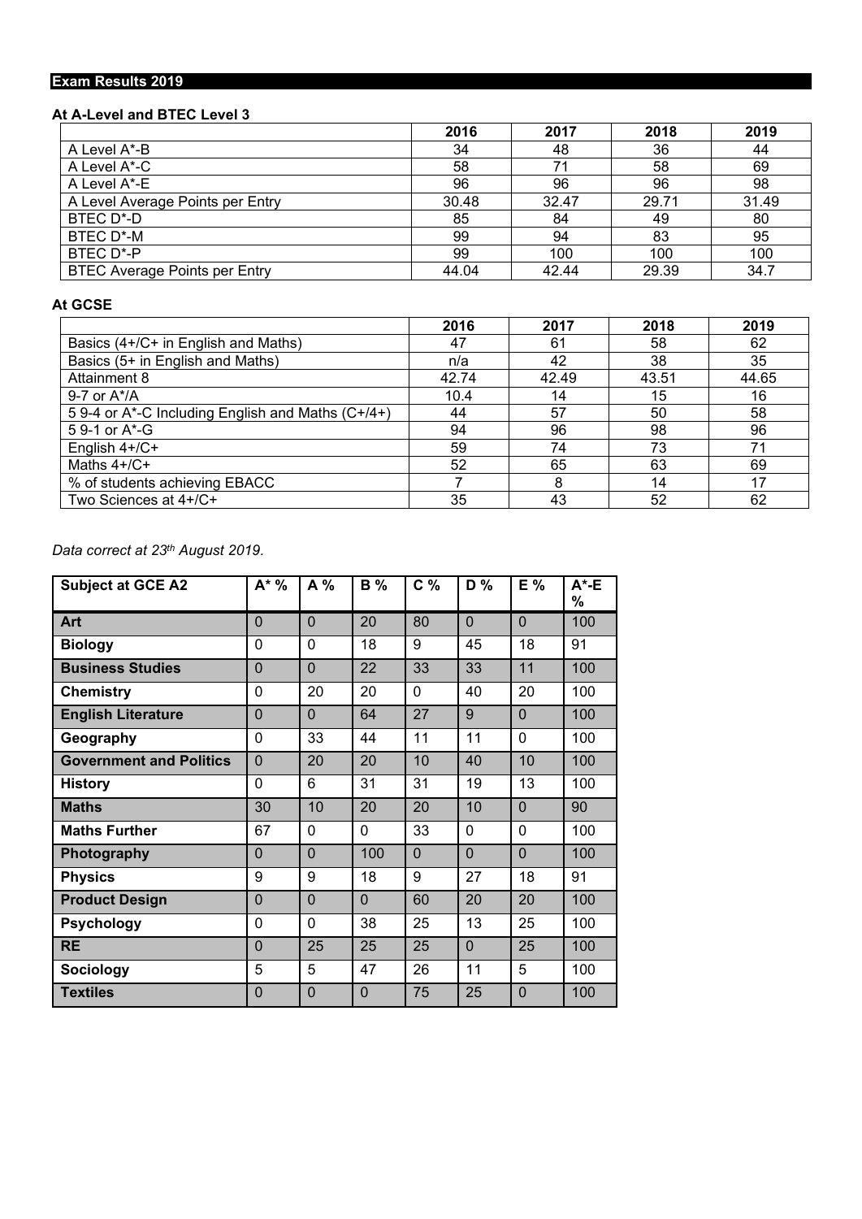## Exam Results 2019

### At A-Level and BTEC Level 3

| | 2016 | 2017 | 2018 | 2019 |
|---|---|---|---|---|
| A Level A*-B | 34 | 48 | 36 | 44 |
| A Level A*-C | 58 | 71 | 58 | 69 |
| A Level A*-E | 96 | 96 | 96 | 98 |
| A Level Average Points per Entry | 30.48 | 32.47 | 29.71 | 31.49 |
| BTEC D*-D | 85 | 84 | 49 | 80 |
| BTEC D*-M | 99 | 94 | 83 | 95 |
| BTEC D*-P | 99 | 100 | 100 | 100 |
| BTEC Average Points per Entry | 44.04 | 42.44 | 29.39 | 34.7 |

### At GCSE

| | 2016 | 2017 | 2018 | 2019 |
|---|---|---|---|---|
| Basics (4+/C+ in English and Maths) | 47 | 61 | 58 | 62 |
| Basics (5+ in English and Maths) | n/a | 42 | 38 | 35 |
| Attainment 8 | 42.74 | 42.49 | 43.51 | 44.65 |
| 9-7 or A*/A | 10.4 | 14 | 15 | 16 |
| 5 9-4 or A*-C Including English and Maths (C+/4+) | 44 | 57 | 50 | 58 |
| 5 9-1 or A*-G | 94 | 96 | 98 | 96 |
| English 4+/C+ | 59 | 74 | 73 | 71 |
| Maths 4+/C+ | 52 | 65 | 63 | 69 |
| % of students achieving EBACC | 7 | 8 | 14 | 17 |
| Two Sciences at 4+/C+ | 35 | 43 | 52 | 62 |

*Data correct at 23th August 2019.*

| Subject at GCE A2 | A* % | A % | B % | C % | D % | E % | A*-E % |
|---|---|---|---|---|---|---|---|
| **Art** | 0 | 0 | 20 | 80 | 0 | 0 | 100 |
| **Biology** | 0 | 0 | 18 | 9 | 45 | 18 | 91 |
| **Business Studies** | 0 | 0 | 22 | 33 | 33 | 11 | 100 |
| **Chemistry** | 0 | 20 | 20 | 0 | 40 | 20 | 100 |
| **English Literature** | 0 | 0 | 64 | 27 | 9 | 0 | 100 |
| **Geography** | 0 | 33 | 44 | 11 | 11 | 0 | 100 |
| **Government and Politics** | 0 | 20 | 20 | 10 | 40 | 10 | 100 |
| **History** | 0 | 6 | 31 | 31 | 19 | 13 | 100 |
| **Maths** | 30 | 10 | 20 | 20 | 10 | 0 | 90 |
| **Maths Further** | 67 | 0 | 0 | 33 | 0 | 0 | 100 |
| **Photography** | 0 | 0 | 100 | 0 | 0 | 0 | 100 |
| **Physics** | 9 | 9 | 18 | 9 | 27 | 18 | 91 |
| **Product Design** | 0 | 0 | 0 | 60 | 20 | 20 | 100 |
| **Psychology** | 0 | 0 | 38 | 25 | 13 | 25 | 100 |
| **RE** | 0 | 25 | 25 | 25 | 0 | 25 | 100 |
| **Sociology** | 5 | 5 | 47 | 26 | 11 | 5 | 100 |
| **Textiles** | 0 | 0 | 0 | 75 | 25 | 0 | 100 |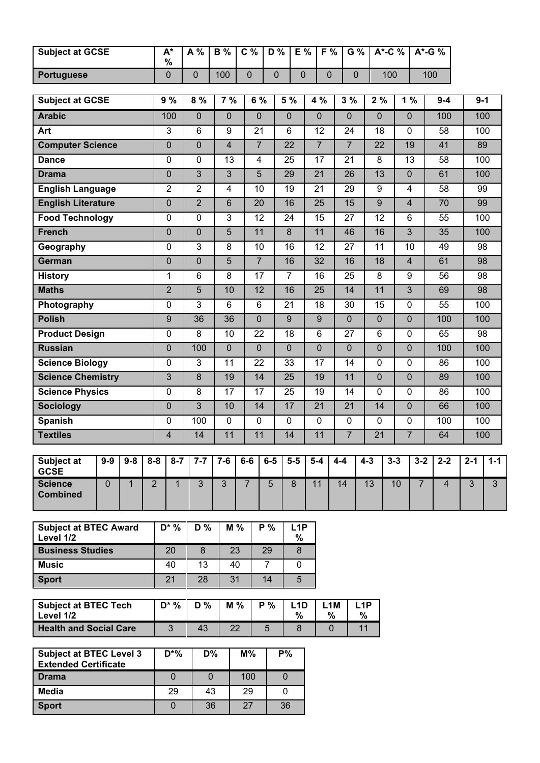| Subject at GCSE | A* % | A % | B % | C % | D % | E % | F % | G % | A*-C % | A*-G % |
|---|---|---|---|---|---|---|---|---|---|---|
| Portuguese | 0 | 0 | 100 | 0 | 0 | 0 | 0 | 0 | 100 | 100 |

| Subject at GCSE | 9 % | 8 % | 7 % | 6 % | 5 % | 4 % | 3 % | 2 % | 1 % | 9-4 | 9-1 |
|---|---|---|---|---|---|---|---|---|---|---|---|
| Arabic | 100 | 0 | 0 | 0 | 0 | 0 | 0 | 0 | 0 | 100 | 100 |
| Art | 3 | 6 | 9 | 21 | 6 | 12 | 24 | 18 | 0 | 58 | 100 |
| Computer Science | 0 | 0 | 4 | 7 | 22 | 7 | 7 | 22 | 19 | 41 | 89 |
| Dance | 0 | 0 | 13 | 4 | 25 | 17 | 21 | 8 | 13 | 58 | 100 |
| Drama | 0 | 3 | 3 | 5 | 29 | 21 | 26 | 13 | 0 | 61 | 100 |
| English Language | 2 | 2 | 4 | 10 | 19 | 21 | 29 | 9 | 4 | 58 | 99 |
| English Literature | 0 | 2 | 6 | 20 | 16 | 25 | 15 | 9 | 4 | 70 | 99 |
| Food Technology | 0 | 0 | 3 | 12 | 24 | 15 | 27 | 12 | 6 | 55 | 100 |
| French | 0 | 0 | 5 | 11 | 8 | 11 | 46 | 16 | 3 | 35 | 100 |
| Geography | 0 | 3 | 8 | 10 | 16 | 12 | 27 | 11 | 10 | 49 | 98 |
| German | 0 | 0 | 5 | 7 | 16 | 32 | 16 | 18 | 4 | 61 | 98 |
| History | 1 | 6 | 8 | 17 | 7 | 16 | 25 | 8 | 9 | 56 | 98 |
| Maths | 2 | 5 | 10 | 12 | 16 | 25 | 14 | 11 | 3 | 69 | 98 |
| Photography | 0 | 3 | 6 | 6 | 21 | 18 | 30 | 15 | 0 | 55 | 100 |
| Polish | 9 | 36 | 36 | 0 | 9 | 9 | 0 | 0 | 0 | 100 | 100 |
| Product Design | 0 | 8 | 10 | 22 | 18 | 6 | 27 | 6 | 0 | 65 | 98 |
| Russian | 0 | 100 | 0 | 0 | 0 | 0 | 0 | 0 | 0 | 100 | 100 |
| Science Biology | 0 | 3 | 11 | 22 | 33 | 17 | 14 | 0 | 0 | 86 | 100 |
| Science Chemistry | 3 | 8 | 19 | 14 | 25 | 19 | 11 | 0 | 0 | 89 | 100 |
| Science Physics | 0 | 8 | 17 | 17 | 25 | 19 | 14 | 0 | 0 | 86 | 100 |
| Sociology | 0 | 3 | 10 | 14 | 17 | 21 | 21 | 14 | 0 | 66 | 100 |
| Spanish | 0 | 100 | 0 | 0 | 0 | 0 | 0 | 0 | 0 | 100 | 100 |
| Textiles | 4 | 14 | 11 | 11 | 14 | 11 | 7 | 21 | 7 | 64 | 100 |

| Subject at GCSE | 9-9 | 9-8 | 8-8 | 8-7 | 7-7 | 7-6 | 6-6 | 6-5 | 5-5 | 5-4 | 4-4 | 4-3 | 3-3 | 3-2 | 2-2 | 2-1 | 1-1 |
|---|---|---|---|---|---|---|---|---|---|---|---|---|---|---|---|---|---|
| Science Combined | 0 | 1 | 2 | 1 | 3 | 3 | 7 | 5 | 8 | 11 | 14 | 13 | 10 | 7 | 4 | 3 | 3 |

| Subject at BTEC Award Level 1/2 | D* % | D % | M % | P % | L1P % |
|---|---|---|---|---|---|
| Business Studies | 20 | 8 | 23 | 29 | 8 |
| Music | 40 | 13 | 40 | 7 | 0 |
| Sport | 21 | 28 | 31 | 14 | 5 |

| Subject at BTEC Tech Level 1/2 | D* % | D % | M % | P % | L1D % | L1M % | L1P % |
|---|---|---|---|---|---|---|---|
| Health and Social Care | 3 | 43 | 22 | 5 | 8 | 0 | 11 |

| Subject at BTEC Level 3 Extended Certificate | D*% | D% | M% | P% |
|---|---|---|---|---|
| Drama | 0 | 0 | 100 | 0 |
| Media | 29 | 43 | 29 | 0 |
| Sport | 0 | 36 | 27 | 36 |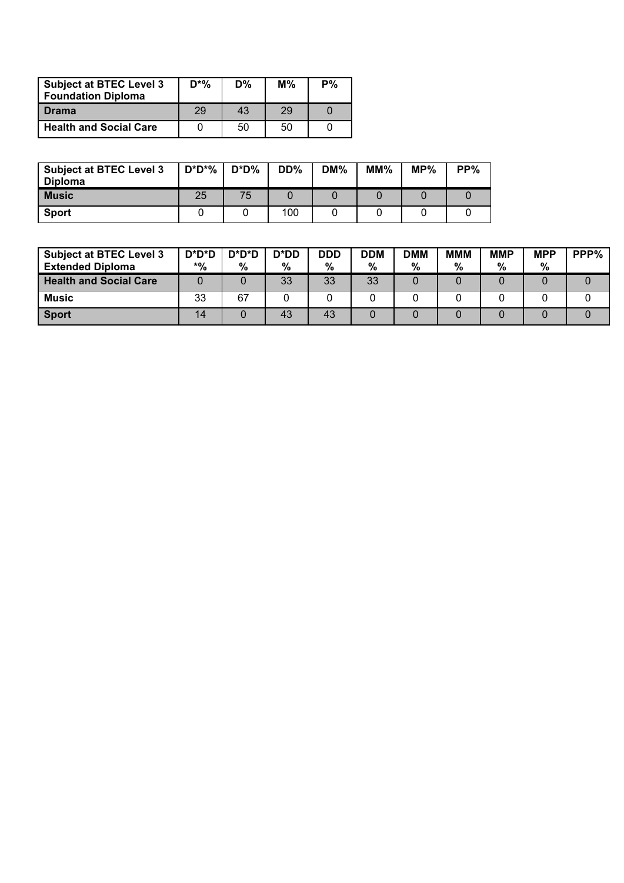| Subject at BTEC Level 3 Foundation Diploma | D*% | D% | M% | P% |
|---|---|---|---|---|
| Drama | 29 | 43 | 29 | 0 |
| Health and Social Care | 0 | 50 | 50 | 0 |

| Subject at BTEC Level 3 Diploma | D*D*% | D*D% | DD% | DM% | MM% | MP% | PP% |
|---|---|---|---|---|---|---|---|
| Music | 25 | 75 | 0 | 0 | 0 | 0 | 0 |
| Sport | 0 | 0 | 100 | 0 | 0 | 0 | 0 |

| Subject at BTEC Level 3 Extended Diploma | D*D*D*% | D*D*D % | D*DD % | DDD % | DDM % | DMM % | MMM % | MMP % | MPP % | PPP% |
|---|---|---|---|---|---|---|---|---|---|---|
| Health and Social Care | 0 | 0 | 33 | 33 | 33 | 0 | 0 | 0 | 0 | 0 |
| Music | 33 | 67 | 0 | 0 | 0 | 0 | 0 | 0 | 0 | 0 |
| Sport | 14 | 0 | 43 | 43 | 0 | 0 | 0 | 0 | 0 | 0 |